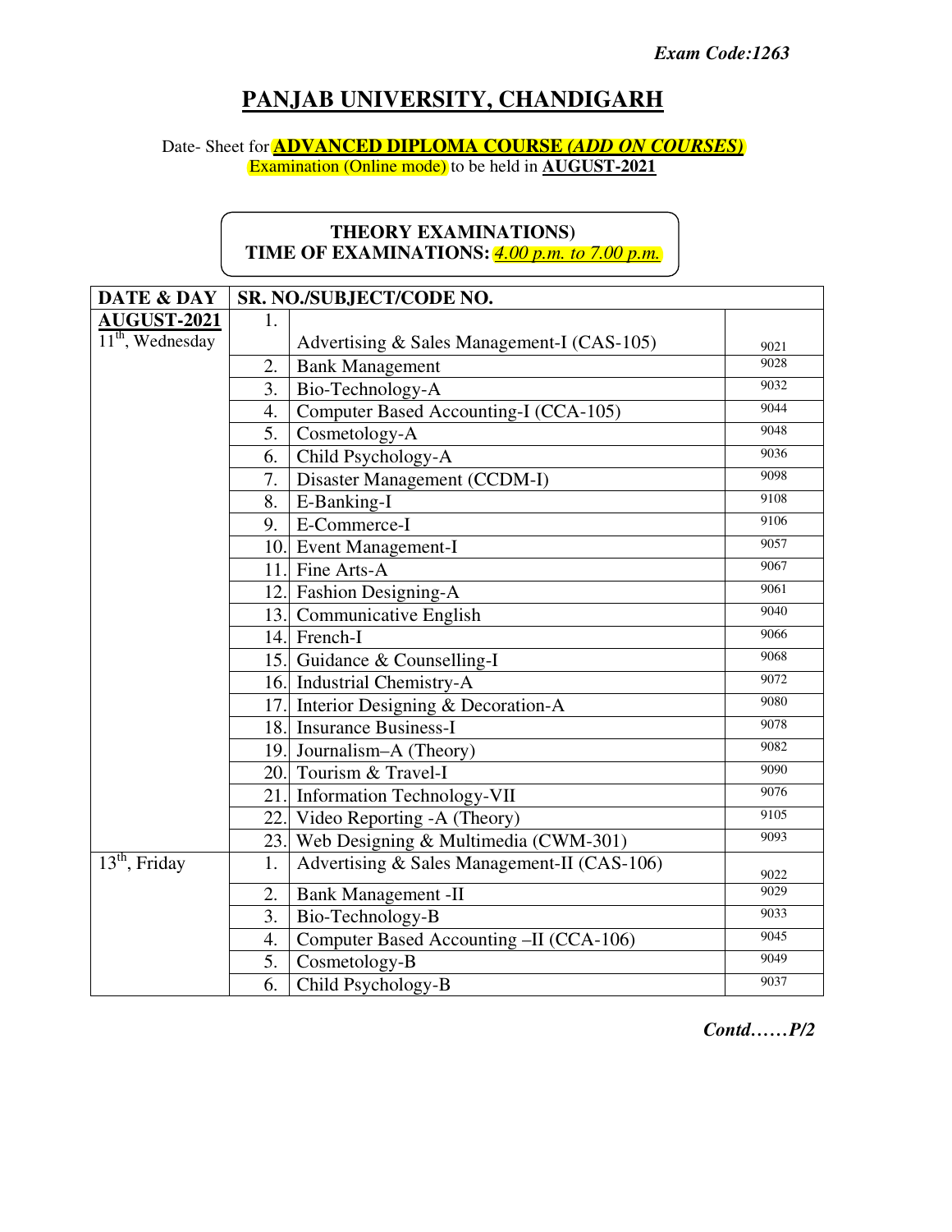*Exam Code:1263*

# PANJAB UNIVERSITY, CHANDIGARH

Date- Sheet for **ADVANCED DIPLOMA COURSE *(ADD ON COURSES)*** Examination (Online mode) to be held in **AUGUST-2021**

**THEORY EXAMINATIONS)**
**TIME OF EXAMINATIONS:** *4.00 p.m. to 7.00 p.m.*

| DATE & DAY | SR. NO./SUBJECT/CODE NO. | | |
|---|---|---|---|
| **AUGUST-2021** 11th, Wednesday | 1. | Advertising & Sales Management-I (CAS-105) | 9021 |
| | 2. | Bank Management | 9028 |
| | 3. | Bio-Technology-A | 9032 |
| | 4. | Computer Based Accounting-I (CCA-105) | 9044 |
| | 5. | Cosmetology-A | 9048 |
| | 6. | Child Psychology-A | 9036 |
| | 7. | Disaster Management (CCDM-I) | 9098 |
| | 8. | E-Banking-I | 9108 |
| | 9. | E-Commerce-I | 9106 |
| | 10. | Event Management-I | 9057 |
| | 11. | Fine Arts-A | 9067 |
| | 12. | Fashion Designing-A | 9061 |
| | 13. | Communicative English | 9040 |
| | 14. | French-I | 9066 |
| | 15. | Guidance & Counselling-I | 9068 |
| | 16. | Industrial Chemistry-A | 9072 |
| | 17. | Interior Designing & Decoration-A | 9080 |
| | 18. | Insurance Business-I | 9078 |
| | 19. | Journalism–A (Theory) | 9082 |
| | 20. | Tourism & Travel-I | 9090 |
| | 21. | Information Technology-VII | 9076 |
| | 22. | Video Reporting -A (Theory) | 9105 |
| | 23. | Web Designing & Multimedia (CWM-301) | 9093 |
| 13th, Friday | 1. | Advertising & Sales Management-II (CAS-106) | 9022 |
| | 2. | Bank Management -II | 9029 |
| | 3. | Bio-Technology-B | 9033 |
| | 4. | Computer Based Accounting –II (CCA-106) | 9045 |
| | 5. | Cosmetology-B | 9049 |
| | 6. | Child Psychology-B | 9037 |

*Contd……P/2*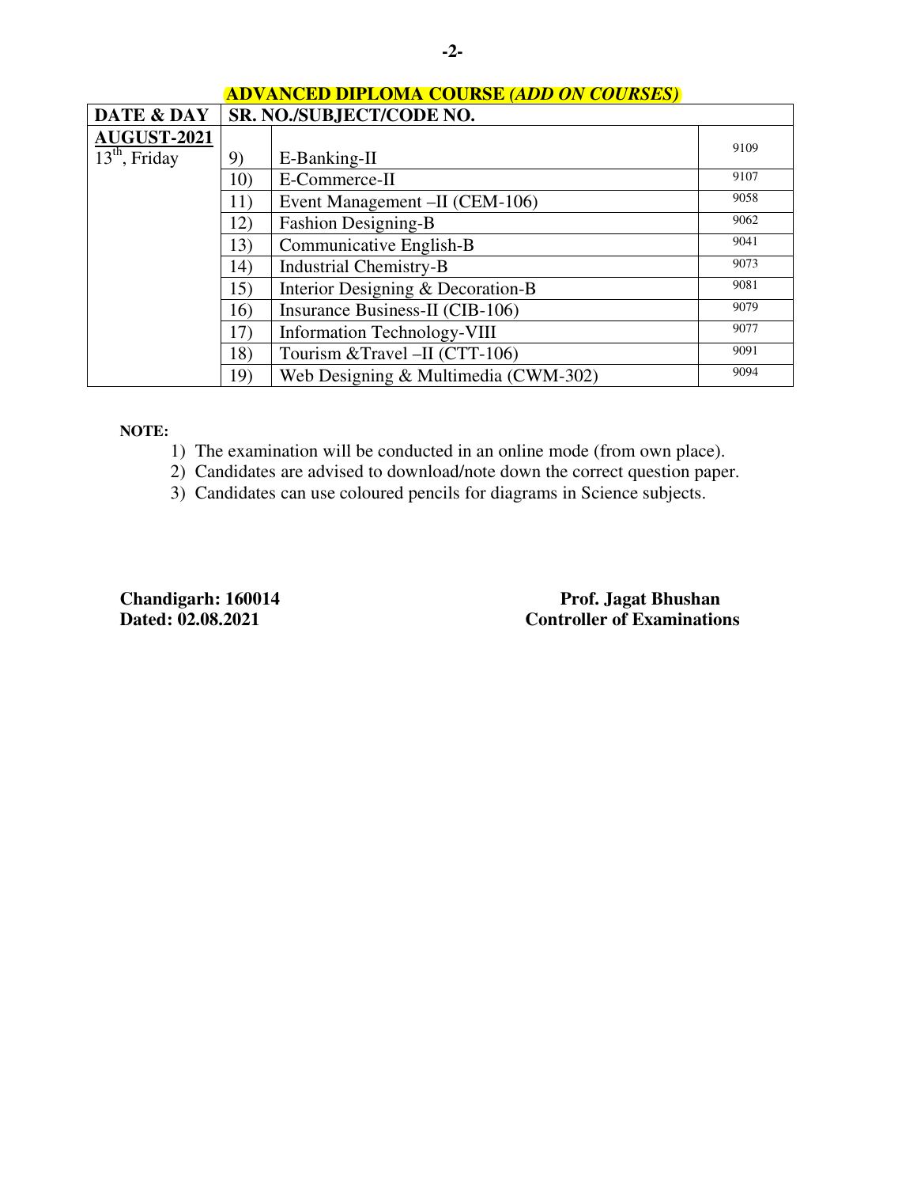## ADVANCED DIPLOMA COURSE *(ADD ON COURSES)*

| DATE & DAY | SR. NO./SUBJECT/CODE NO. | | |
|---|---|---|---|
| **AUGUST-2021** 13th, Friday | 9) | E-Banking-II | 9109 |
| | 10) | E-Commerce-II | 9107 |
| | 11) | Event Management –II (CEM-106) | 9058 |
| | 12) | Fashion Designing-B | 9062 |
| | 13) | Communicative English-B | 9041 |
| | 14) | Industrial Chemistry-B | 9073 |
| | 15) | Interior Designing & Decoration-B | 9081 |
| | 16) | Insurance Business-II (CIB-106) | 9079 |
| | 17) | Information Technology-VIII | 9077 |
| | 18) | Tourism &Travel –II (CTT-106) | 9091 |
| | 19) | Web Designing & Multimedia (CWM-302) | 9094 |

**NOTE:**

1) The examination will be conducted in an online mode (from own place).
2) Candidates are advised to download/note down the correct question paper.
3) Candidates can use coloured pencils for diagrams in Science subjects.

**Chandigarh: 160014**
**Dated: 02.08.2021**

**Prof. Jagat Bhushan**
**Controller of Examinations**